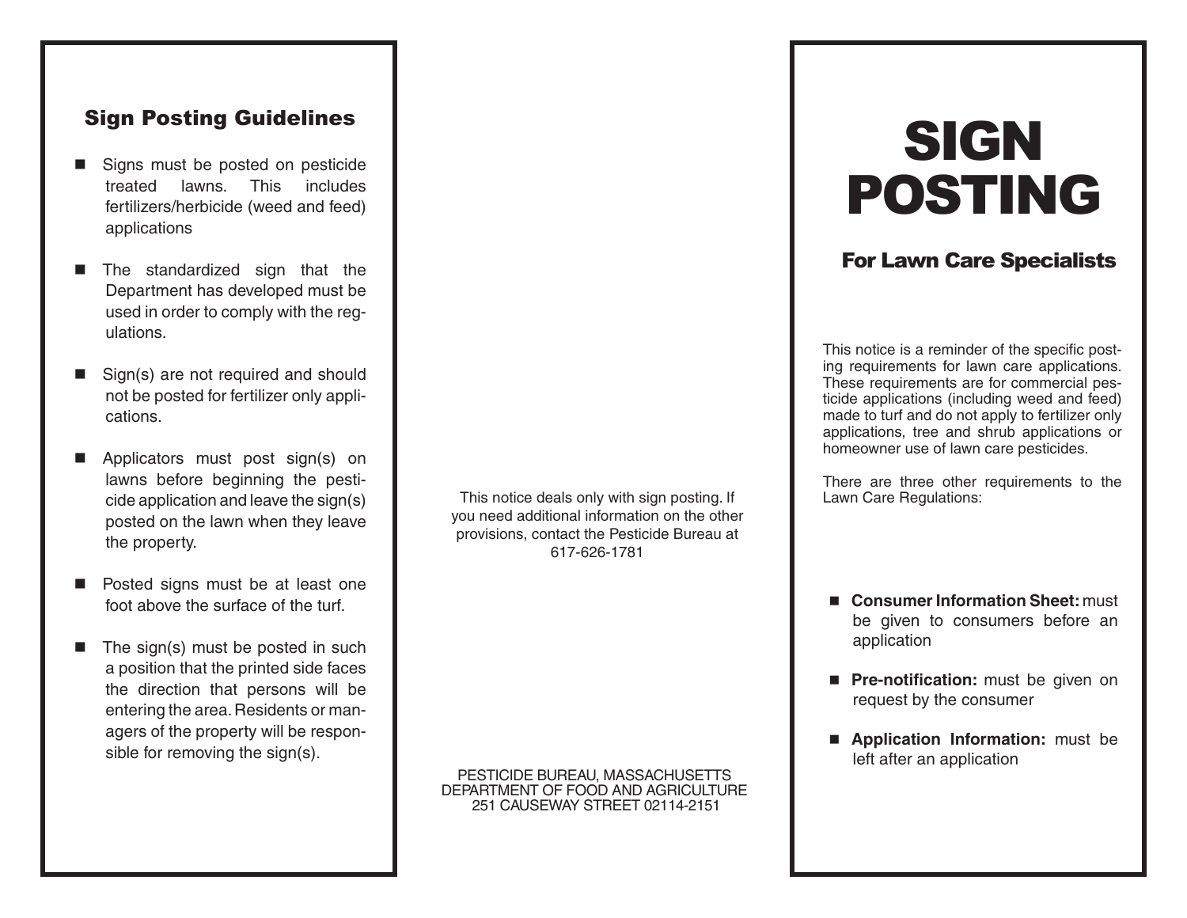# SIGN POSTING

## For Lawn Care Specialists

This notice is a reminder of the specific posting requirements for lawn care applications. These requirements are for commercial pesticide applications (including weed and feed) made to turf and do not apply to fertilizer only applications, tree and shrub applications or homeowner use of lawn care pesticides.

There are three other requirements to the Lawn Care Regulations:

- **Consumer Information Sheet:** must be given to consumers before an application
- **Pre-notification:** must be given on request by the consumer
- **Application Information:** must be left after an application

## Sign Posting Guidelines

- Signs must be posted on pesticide treated lawns. This includes fertilizers/herbicide (weed and feed) applications
- The standardized sign that the Department has developed must be used in order to comply with the regulations.
- Sign(s) are not required and should not be posted for fertilizer only applications.
- Applicators must post sign(s) on lawns before beginning the pesticide application and leave the sign(s) posted on the lawn when they leave the property.
- Posted signs must be at least one foot above the surface of the turf.
- The sign(s) must be posted in such a position that the printed side faces the direction that persons will be entering the area. Residents or managers of the property will be responsible for removing the sign(s).

This notice deals only with sign posting. If you need additional information on the other provisions, contact the Pesticide Bureau at 617-626-1781

PESTICIDE BUREAU, MASSACHUSETTS
DEPARTMENT OF FOOD AND AGRICULTURE
251 CAUSEWAY STREET 02114-2151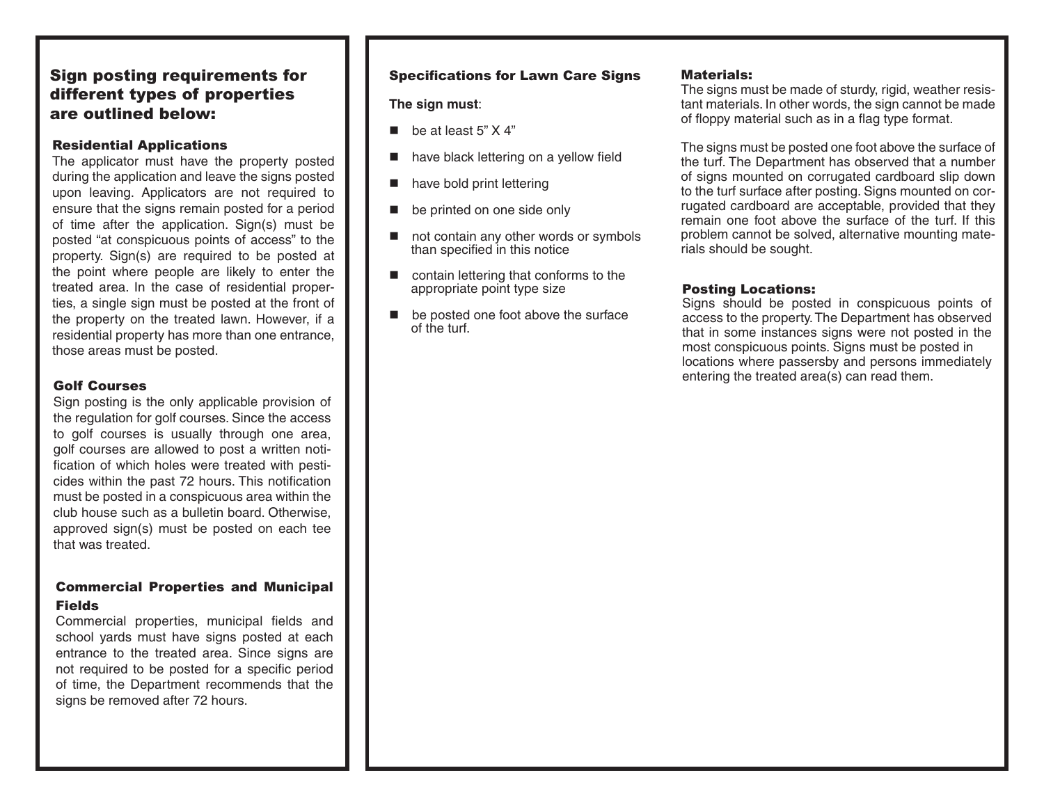## Sign posting requirements for different types of properties are outlined below:

### Residential Applications

The applicator must have the property posted during the application and leave the signs posted upon leaving. Applicators are not required to ensure that the signs remain posted for a period of time after the application. Sign(s) must be posted "at conspicuous points of access" to the property. Sign(s) are required to be posted at the point where people are likely to enter the treated area. In the case of residential properties, a single sign must be posted at the front of the property on the treated lawn. However, if a residential property has more than one entrance, those areas must be posted.

### Golf Courses

Sign posting is the only applicable provision of the regulation for golf courses. Since the access to golf courses is usually through one area, golf courses are allowed to post a written notification of which holes were treated with pesticides within the past 72 hours. This notification must be posted in a conspicuous area within the club house such as a bulletin board. Otherwise, approved sign(s) must be posted on each tee that was treated.

### Commercial Properties and Municipal Fields

Commercial properties, municipal fields and school yards must have signs posted at each entrance to the treated area. Since signs are not required to be posted for a specific period of time, the Department recommends that the signs be removed after 72 hours.

### Specifications for Lawn Care Signs

**The sign must**:

- be at least 5" X 4"
- have black lettering on a yellow field
- have bold print lettering
- be printed on one side only
- not contain any other words or symbols than specified in this notice
- contain lettering that conforms to the appropriate point type size
- be posted one foot above the surface of the turf.

### Materials:

The signs must be made of sturdy, rigid, weather resistant materials. In other words, the sign cannot be made of floppy material such as in a flag type format.

The signs must be posted one foot above the surface of the turf. The Department has observed that a number of signs mounted on corrugated cardboard slip down to the turf surface after posting. Signs mounted on corrugated cardboard are acceptable, provided that they remain one foot above the surface of the turf. If this problem cannot be solved, alternative mounting materials should be sought.

### Posting Locations:

Signs should be posted in conspicuous points of access to the property. The Department has observed that in some instances signs were not posted in the most conspicuous points. Signs must be posted in locations where passersby and persons immediately entering the treated area(s) can read them.